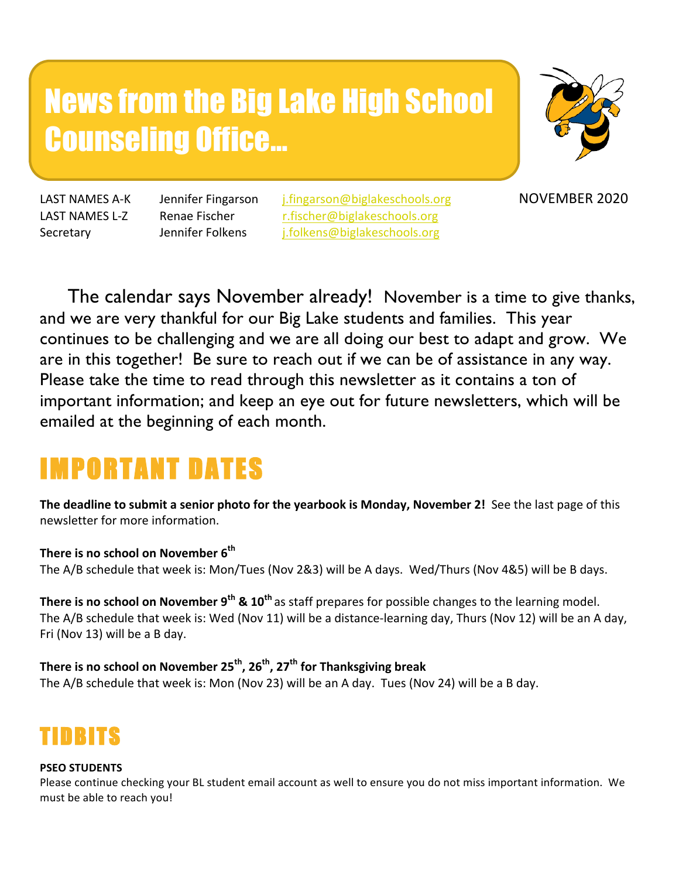# News from the Big Lake High School Counseling Office...

| | | |
|---|---|---|
| LAST NAMES A-K | Jennifer Fingarson | j.fingarson@biglakeschools.org |
| LAST NAMES L-Z | Renae Fischer | r.fischer@biglakeschools.org |
| Secretary | Jennifer Folkens | j.folkens@biglakeschools.org |

NOVEMBER 2020

The calendar says November already! November is a time to give thanks, and we are very thankful for our Big Lake students and families. This year continues to be challenging and we are all doing our best to adapt and grow. We are in this together! Be sure to reach out if we can be of assistance in any way. Please take the time to read through this newsletter as it contains a ton of important information; and keep an eye out for future newsletters, which will be emailed at the beginning of each month.

## IMPORTANT DATES

**The deadline to submit a senior photo for the yearbook is Monday, November 2!** See the last page of this newsletter for more information.

**There is no school on November 6th**
The A/B schedule that week is: Mon/Tues (Nov 2&3) will be A days. Wed/Thurs (Nov 4&5) will be B days.

**There is no school on November 9th & 10th** as staff prepares for possible changes to the learning model. The A/B schedule that week is: Wed (Nov 11) will be a distance-learning day, Thurs (Nov 12) will be an A day, Fri (Nov 13) will be a B day.

**There is no school on November 25th, 26th, 27th for Thanksgiving break**
The A/B schedule that week is: Mon (Nov 23) will be an A day. Tues (Nov 24) will be a B day.

## TIDBITS

**PSEO STUDENTS**
Please continue checking your BL student email account as well to ensure you do not miss important information. We must be able to reach you!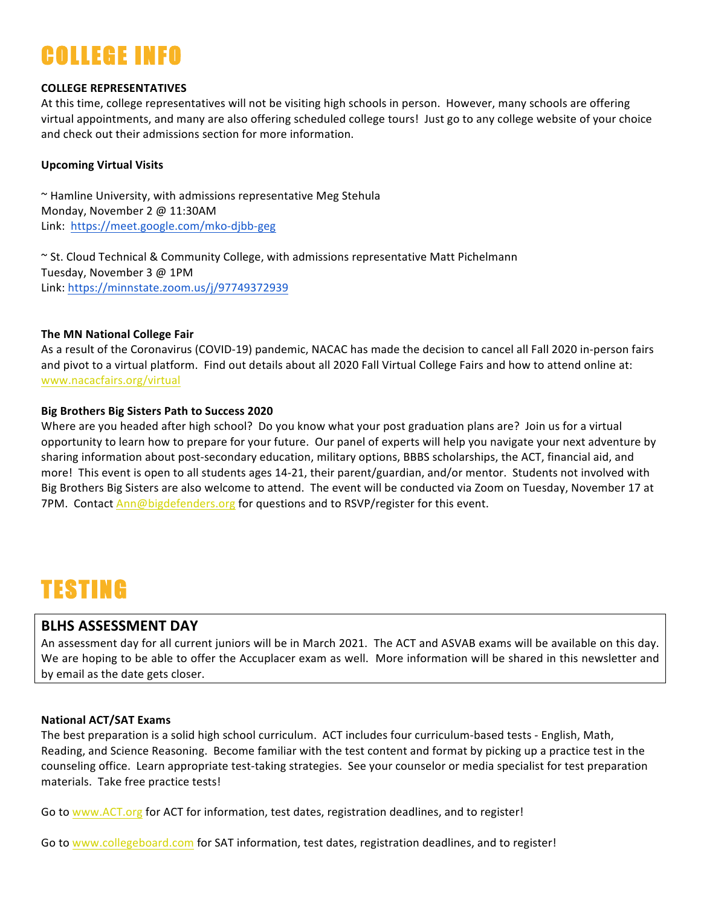# COLLEGE INFO

**COLLEGE REPRESENTATIVES**

At this time, college representatives will not be visiting high schools in person. However, many schools are offering virtual appointments, and many are also offering scheduled college tours! Just go to any college website of your choice and check out their admissions section for more information.

**Upcoming Virtual Visits**

~ Hamline University, with admissions representative Meg Stehula
Monday, November 2 @ 11:30AM
Link: https://meet.google.com/mko-djbb-geg

~ St. Cloud Technical & Community College, with admissions representative Matt Pichelmann
Tuesday, November 3 @ 1PM
Link: https://minnstate.zoom.us/j/97749372939

**The MN National College Fair**

As a result of the Coronavirus (COVID-19) pandemic, NACAC has made the decision to cancel all Fall 2020 in-person fairs and pivot to a virtual platform. Find out details about all 2020 Fall Virtual College Fairs and how to attend online at: www.nacacfairs.org/virtual

**Big Brothers Big Sisters Path to Success 2020**

Where are you headed after high school? Do you know what your post graduation plans are? Join us for a virtual opportunity to learn how to prepare for your future. Our panel of experts will help you navigate your next adventure by sharing information about post-secondary education, military options, BBBS scholarships, the ACT, financial aid, and more! This event is open to all students ages 14-21, their parent/guardian, and/or mentor. Students not involved with Big Brothers Big Sisters are also welcome to attend. The event will be conducted via Zoom on Tuesday, November 17 at 7PM. Contact Ann@bigdefenders.org for questions and to RSVP/register for this event.

# TESTING

## BLHS ASSESSMENT DAY

An assessment day for all current juniors will be in March 2021. The ACT and ASVAB exams will be available on this day. We are hoping to be able to offer the Accuplacer exam as well. More information will be shared in this newsletter and by email as the date gets closer.

**National ACT/SAT Exams**

The best preparation is a solid high school curriculum. ACT includes four curriculum-based tests - English, Math, Reading, and Science Reasoning. Become familiar with the test content and format by picking up a practice test in the counseling office. Learn appropriate test-taking strategies. See your counselor or media specialist for test preparation materials. Take free practice tests!

Go to www.ACT.org for ACT for information, test dates, registration deadlines, and to register!

Go to www.collegeboard.com for SAT information, test dates, registration deadlines, and to register!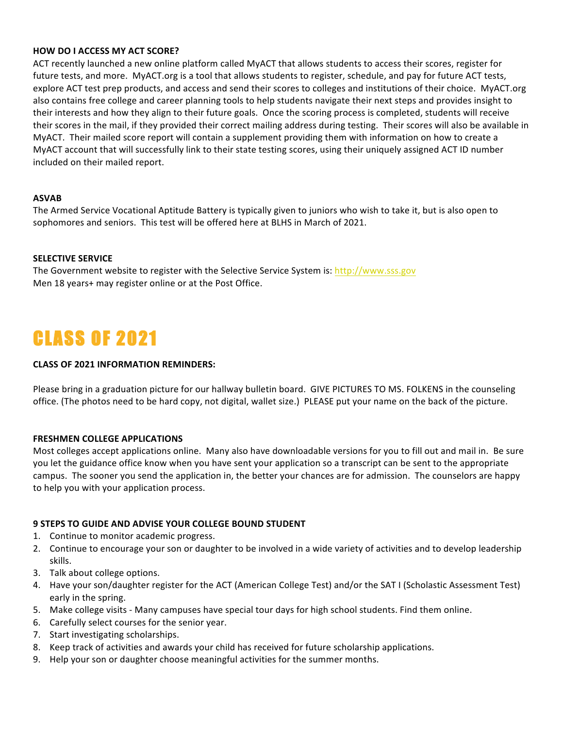**HOW DO I ACCESS MY ACT SCORE?**

ACT recently launched a new online platform called MyACT that allows students to access their scores, register for future tests, and more. MyACT.org is a tool that allows students to register, schedule, and pay for future ACT tests, explore ACT test prep products, and access and send their scores to colleges and institutions of their choice. MyACT.org also contains free college and career planning tools to help students navigate their next steps and provides insight to their interests and how they align to their future goals. Once the scoring process is completed, students will receive their scores in the mail, if they provided their correct mailing address during testing. Their scores will also be available in MyACT. Their mailed score report will contain a supplement providing them with information on how to create a MyACT account that will successfully link to their state testing scores, using their uniquely assigned ACT ID number included on their mailed report.

**ASVAB**

The Armed Service Vocational Aptitude Battery is typically given to juniors who wish to take it, but is also open to sophomores and seniors. This test will be offered here at BLHS in March of 2021.

**SELECTIVE SERVICE**

The Government website to register with the Selective Service System is: http://www.sss.gov
Men 18 years+ may register online or at the Post Office.

# CLASS OF 2021

**CLASS OF 2021 INFORMATION REMINDERS:**

Please bring in a graduation picture for our hallway bulletin board. GIVE PICTURES TO MS. FOLKENS in the counseling office. (The photos need to be hard copy, not digital, wallet size.) PLEASE put your name on the back of the picture.

**FRESHMEN COLLEGE APPLICATIONS**

Most colleges accept applications online. Many also have downloadable versions for you to fill out and mail in. Be sure you let the guidance office know when you have sent your application so a transcript can be sent to the appropriate campus. The sooner you send the application in, the better your chances are for admission. The counselors are happy to help you with your application process.

**9 STEPS TO GUIDE AND ADVISE YOUR COLLEGE BOUND STUDENT**

1. Continue to monitor academic progress.
2. Continue to encourage your son or daughter to be involved in a wide variety of activities and to develop leadership skills.
3. Talk about college options.
4. Have your son/daughter register for the ACT (American College Test) and/or the SAT I (Scholastic Assessment Test) early in the spring.
5. Make college visits - Many campuses have special tour days for high school students. Find them online.
6. Carefully select courses for the senior year.
7. Start investigating scholarships.
8. Keep track of activities and awards your child has received for future scholarship applications.
9. Help your son or daughter choose meaningful activities for the summer months.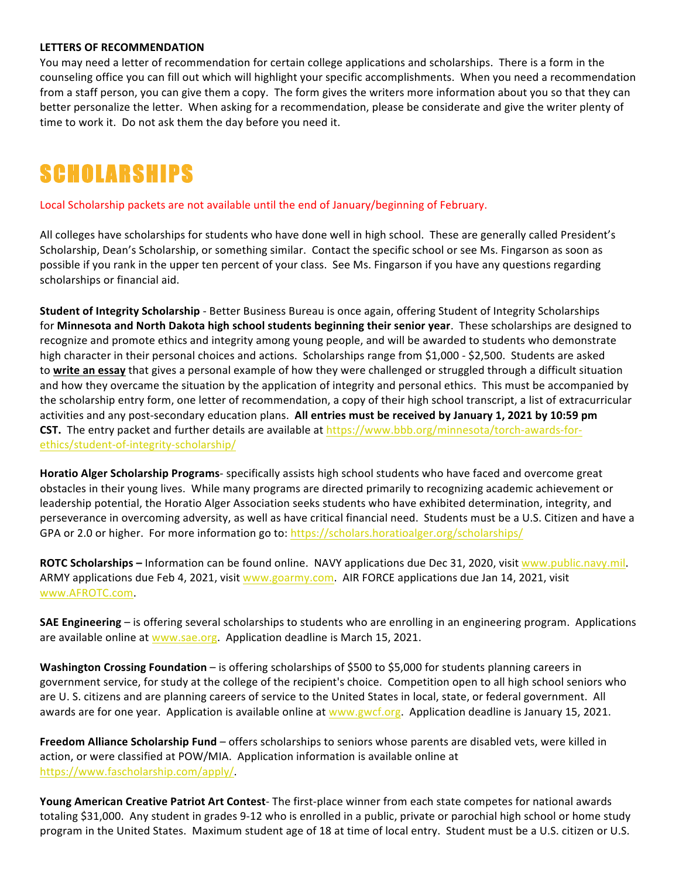**LETTERS OF RECOMMENDATION**

You may need a letter of recommendation for certain college applications and scholarships. There is a form in the counseling office you can fill out which will highlight your specific accomplishments. When you need a recommendation from a staff person, you can give them a copy. The form gives the writers more information about you so that they can better personalize the letter. When asking for a recommendation, please be considerate and give the writer plenty of time to work it. Do not ask them the day before you need it.

# SCHOLARSHIPS

Local Scholarship packets are not available until the end of January/beginning of February.

All colleges have scholarships for students who have done well in high school. These are generally called President's Scholarship, Dean's Scholarship, or something similar. Contact the specific school or see Ms. Fingarson as soon as possible if you rank in the upper ten percent of your class. See Ms. Fingarson if you have any questions regarding scholarships or financial aid.

**Student of Integrity Scholarship** - Better Business Bureau is once again, offering Student of Integrity Scholarships for **Minnesota and North Dakota high school students beginning their senior year**. These scholarships are designed to recognize and promote ethics and integrity among young people, and will be awarded to students who demonstrate high character in their personal choices and actions. Scholarships range from $1,000 - $2,500. Students are asked to **write an essay** that gives a personal example of how they were challenged or struggled through a difficult situation and how they overcame the situation by the application of integrity and personal ethics. This must be accompanied by the scholarship entry form, one letter of recommendation, a copy of their high school transcript, a list of extracurricular activities and any post-secondary education plans. **All entries must be received by January 1, 2021 by 10:59 pm CST.** The entry packet and further details are available at https://www.bbb.org/minnesota/torch-awards-for-ethics/student-of-integrity-scholarship/

**Horatio Alger Scholarship Programs**- specifically assists high school students who have faced and overcome great obstacles in their young lives. While many programs are directed primarily to recognizing academic achievement or leadership potential, the Horatio Alger Association seeks students who have exhibited determination, integrity, and perseverance in overcoming adversity, as well as have critical financial need. Students must be a U.S. Citizen and have a GPA or 2.0 or higher. For more information go to: https://scholars.horatioalger.org/scholarships/

**ROTC Scholarships –** Information can be found online. NAVY applications due Dec 31, 2020, visit www.public.navy.mil. ARMY applications due Feb 4, 2021, visit www.goarmy.com. AIR FORCE applications due Jan 14, 2021, visit www.AFROTC.com.

**SAE Engineering** – is offering several scholarships to students who are enrolling in an engineering program. Applications are available online at www.sae.org. Application deadline is March 15, 2021.

**Washington Crossing Foundation** – is offering scholarships of $500 to $5,000 for students planning careers in government service, for study at the college of the recipient's choice. Competition open to all high school seniors who are U. S. citizens and are planning careers of service to the United States in local, state, or federal government. All awards are for one year. Application is available online at www.gwcf.org. Application deadline is January 15, 2021.

**Freedom Alliance Scholarship Fund** – offers scholarships to seniors whose parents are disabled vets, were killed in action, or were classified at POW/MIA. Application information is available online at https://www.fascholarship.com/apply/.

**Young American Creative Patriot Art Contest**- The first-place winner from each state competes for national awards totaling $31,000. Any student in grades 9-12 who is enrolled in a public, private or parochial high school or home study program in the United States. Maximum student age of 18 at time of local entry. Student must be a U.S. citizen or U.S.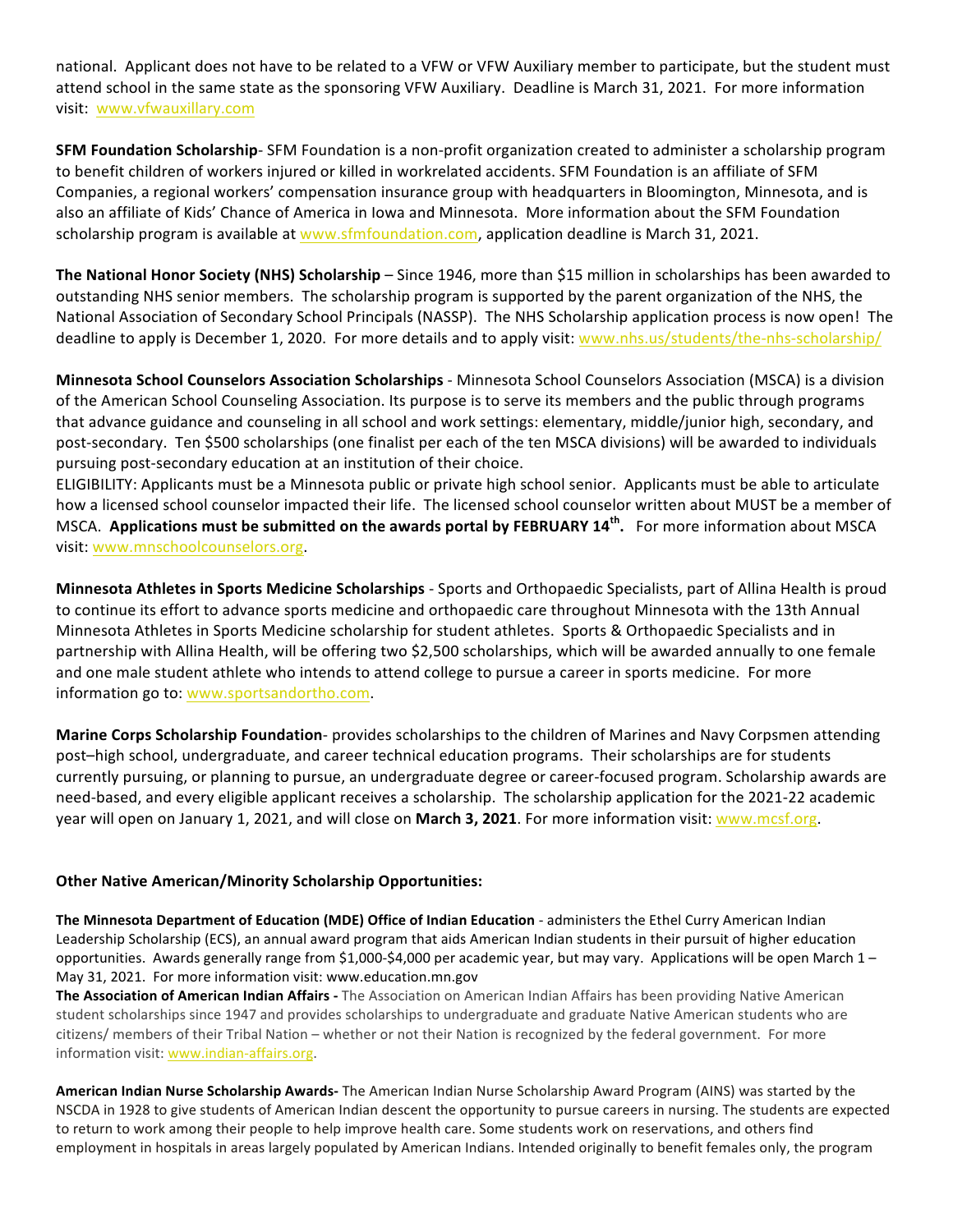national. Applicant does not have to be related to a VFW or VFW Auxiliary member to participate, but the student must attend school in the same state as the sponsoring VFW Auxiliary. Deadline is March 31, 2021. For more information visit: www.vfwauxillary.com

**SFM Foundation Scholarship**- SFM Foundation is a non-profit organization created to administer a scholarship program to benefit children of workers injured or killed in workrelated accidents. SFM Foundation is an affiliate of SFM Companies, a regional workers' compensation insurance group with headquarters in Bloomington, Minnesota, and is also an affiliate of Kids' Chance of America in Iowa and Minnesota. More information about the SFM Foundation scholarship program is available at www.sfmfoundation.com, application deadline is March 31, 2021.

**The National Honor Society (NHS) Scholarship** – Since 1946, more than $15 million in scholarships has been awarded to outstanding NHS senior members. The scholarship program is supported by the parent organization of the NHS, the National Association of Secondary School Principals (NASSP). The NHS Scholarship application process is now open! The deadline to apply is December 1, 2020. For more details and to apply visit: www.nhs.us/students/the-nhs-scholarship/

**Minnesota School Counselors Association Scholarships** - Minnesota School Counselors Association (MSCA) is a division of the American School Counseling Association. Its purpose is to serve its members and the public through programs that advance guidance and counseling in all school and work settings: elementary, middle/junior high, secondary, and post-secondary. Ten $500 scholarships (one finalist per each of the ten MSCA divisions) will be awarded to individuals pursuing post-secondary education at an institution of their choice.
ELIGIBILITY: Applicants must be a Minnesota public or private high school senior. Applicants must be able to articulate how a licensed school counselor impacted their life. The licensed school counselor written about MUST be a member of MSCA. **Applications must be submitted on the awards portal by FEBRUARY 14th.** For more information about MSCA visit: www.mnschoolcounselors.org.

**Minnesota Athletes in Sports Medicine Scholarships** - Sports and Orthopaedic Specialists, part of Allina Health is proud to continue its effort to advance sports medicine and orthopaedic care throughout Minnesota with the 13th Annual Minnesota Athletes in Sports Medicine scholarship for student athletes. Sports & Orthopaedic Specialists and in partnership with Allina Health, will be offering two $2,500 scholarships, which will be awarded annually to one female and one male student athlete who intends to attend college to pursue a career in sports medicine. For more information go to: www.sportsandortho.com.

**Marine Corps Scholarship Foundation**- provides scholarships to the children of Marines and Navy Corpsmen attending post–high school, undergraduate, and career technical education programs. Their scholarships are for students currently pursuing, or planning to pursue, an undergraduate degree or career-focused program. Scholarship awards are need-based, and every eligible applicant receives a scholarship. The scholarship application for the 2021-22 academic year will open on January 1, 2021, and will close on **March 3, 2021**. For more information visit: www.mcsf.org.

## Other Native American/Minority Scholarship Opportunities:

**The Minnesota Department of Education (MDE) Office of Indian Education** - administers the Ethel Curry American Indian Leadership Scholarship (ECS), an annual award program that aids American Indian students in their pursuit of higher education opportunities. Awards generally range from $1,000-$4,000 per academic year, but may vary. Applications will be open March 1 – May 31, 2021. For more information visit: www.education.mn.gov

**The Association of American Indian Affairs -** The Association on American Indian Affairs has been providing Native American student scholarships since 1947 and provides scholarships to undergraduate and graduate Native American students who are citizens/ members of their Tribal Nation – whether or not their Nation is recognized by the federal government. For more information visit: www.indian-affairs.org.

**American Indian Nurse Scholarship Awards-** The American Indian Nurse Scholarship Award Program (AINS) was started by the NSCDA in 1928 to give students of American Indian descent the opportunity to pursue careers in nursing. The students are expected to return to work among their people to help improve health care. Some students work on reservations, and others find employment in hospitals in areas largely populated by American Indians. Intended originally to benefit females only, the program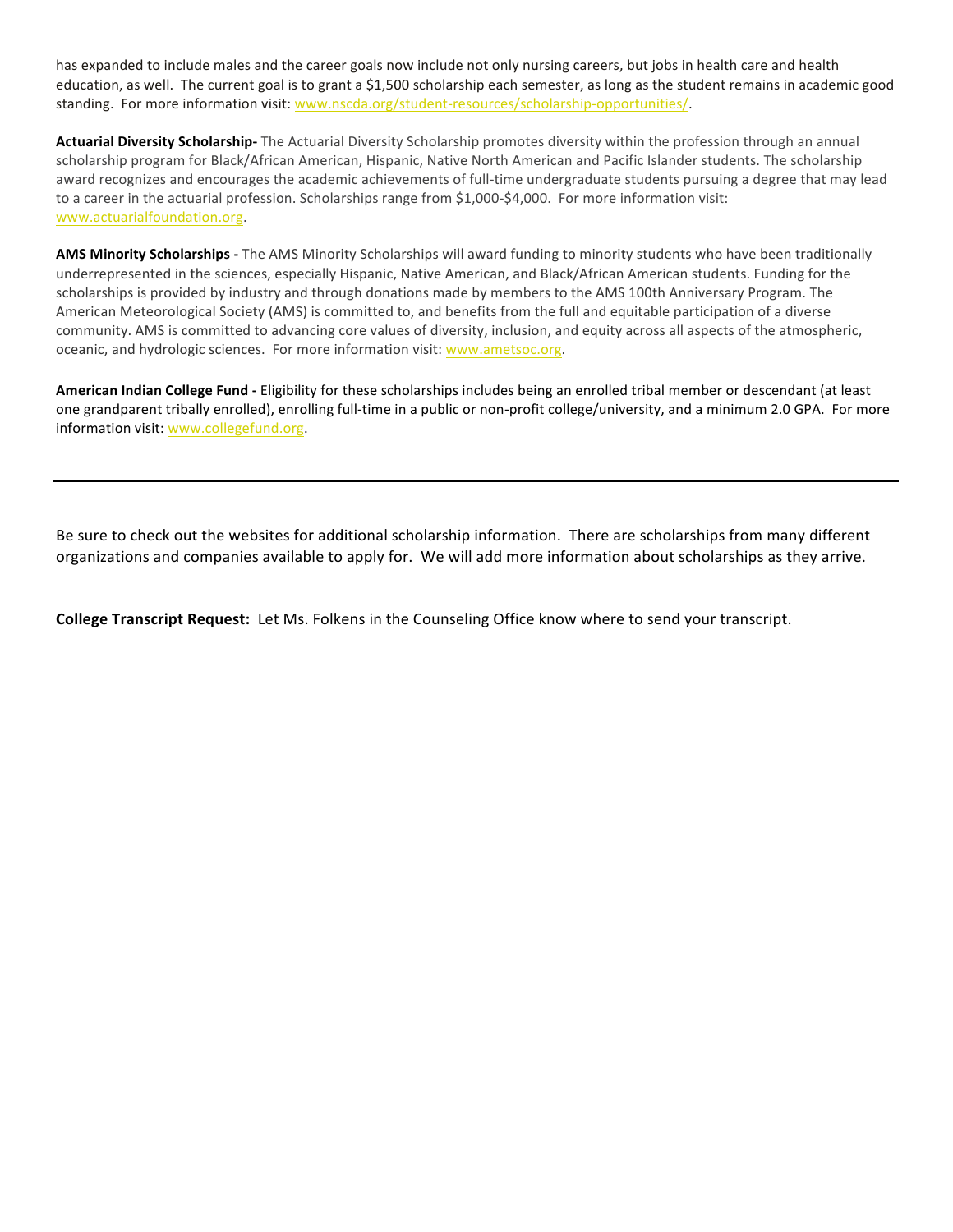has expanded to include males and the career goals now include not only nursing careers, but jobs in health care and health education, as well. The current goal is to grant a $1,500 scholarship each semester, as long as the student remains in academic good standing. For more information visit: www.nscda.org/student-resources/scholarship-opportunities/.

**Actuarial Diversity Scholarship-** The Actuarial Diversity Scholarship promotes diversity within the profession through an annual scholarship program for Black/African American, Hispanic, Native North American and Pacific Islander students. The scholarship award recognizes and encourages the academic achievements of full-time undergraduate students pursuing a degree that may lead to a career in the actuarial profession. Scholarships range from $1,000-$4,000. For more information visit: www.actuarialfoundation.org.

**AMS Minority Scholarships -** The AMS Minority Scholarships will award funding to minority students who have been traditionally underrepresented in the sciences, especially Hispanic, Native American, and Black/African American students. Funding for the scholarships is provided by industry and through donations made by members to the AMS 100th Anniversary Program. The American Meteorological Society (AMS) is committed to, and benefits from the full and equitable participation of a diverse community. AMS is committed to advancing core values of diversity, inclusion, and equity across all aspects of the atmospheric, oceanic, and hydrologic sciences. For more information visit: www.ametsoc.org.

**American Indian College Fund -** Eligibility for these scholarships includes being an enrolled tribal member or descendant (at least one grandparent tribally enrolled), enrolling full-time in a public or non-profit college/university, and a minimum 2.0 GPA. For more information visit: www.collegefund.org.

---

Be sure to check out the websites for additional scholarship information. There are scholarships from many different organizations and companies available to apply for. We will add more information about scholarships as they arrive.

**College Transcript Request:** Let Ms. Folkens in the Counseling Office know where to send your transcript.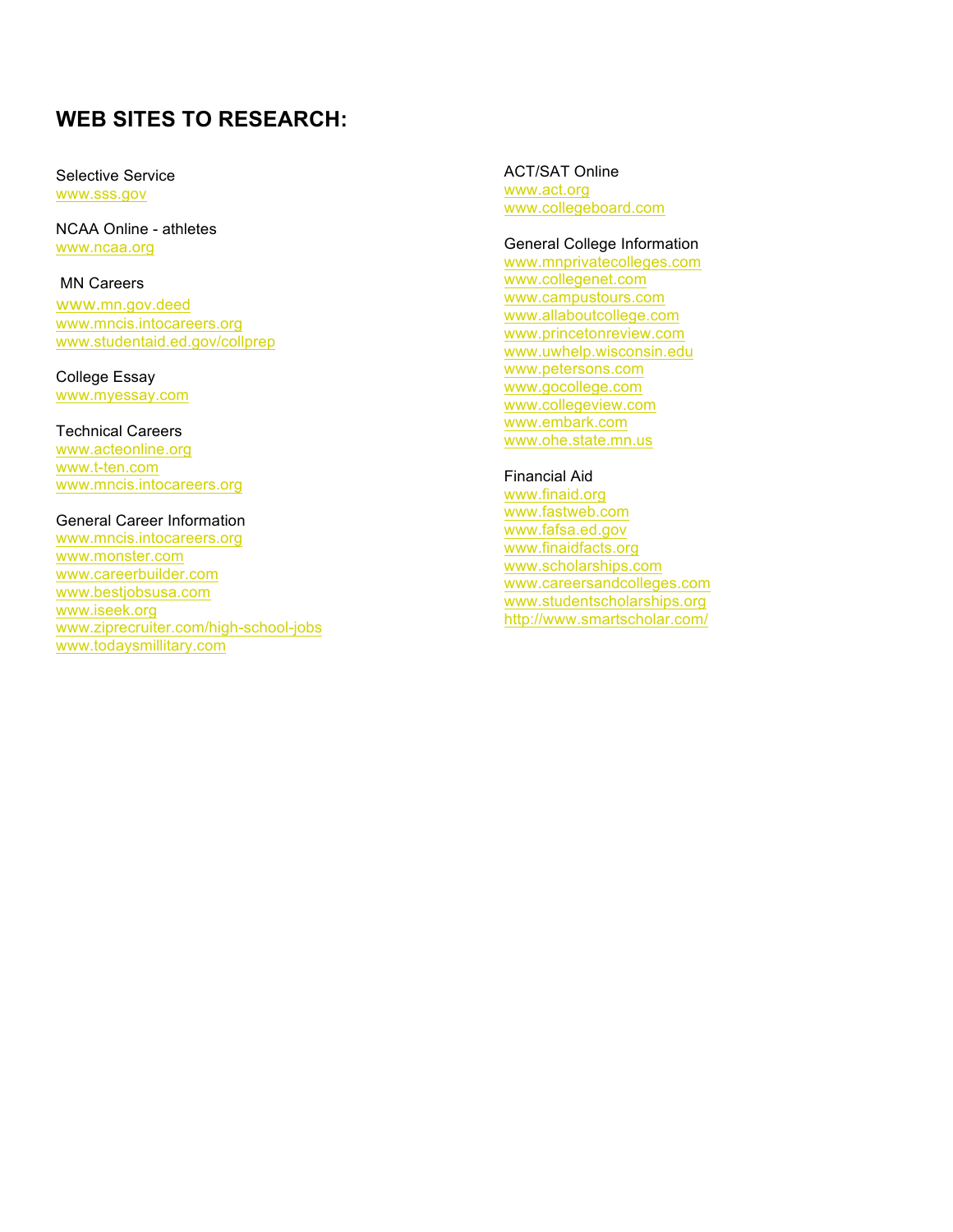## WEB SITES TO RESEARCH:

Selective Service
www.sss.gov

NCAA Online - athletes
www.ncaa.org

MN Careers
www.mn.gov.deed
www.mncis.intocareers.org
www.studentaid.ed.gov/collprep

College Essay
www.myessay.com

Technical Careers
www.acteonline.org
www.t-ten.com
www.mncis.intocareers.org

General Career Information
www.mncis.intocareers.org
www.monster.com
www.careerbuilder.com
www.bestjobsusa.com
www.iseek.org
www.ziprecruiter.com/high-school-jobs
www.todaysmillitary.com

ACT/SAT Online
www.act.org
www.collegeboard.com

General College Information
www.mnprivatecolleges.com
www.collegenet.com
www.campustours.com
www.allaboutcollege.com
www.princetonreview.com
www.uwhelp.wisconsin.edu
www.petersons.com
www.gocollege.com
www.collegeview.com
www.embark.com
www.ohe.state.mn.us

Financial Aid
www.finaid.org
www.fastweb.com
www.fafsa.ed.gov
www.finaidfacts.org
www.scholarships.com
www.careersandcolleges.com
www.studentscholarships.org
http://www.smartscholar.com/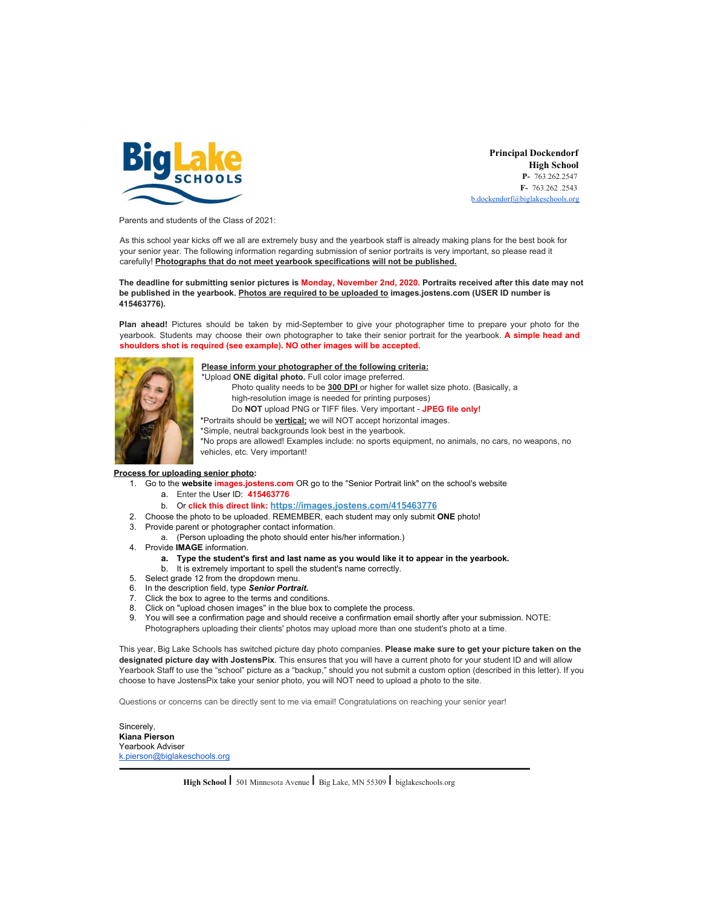**Principal Dockendorf**
**High School**
**P-** 763.262.2547
**F-** 763.262 .2543
b.dockendorf@biglakeschools.org

Parents and students of the Class of 2021:

As this school year kicks off we all are extremely busy and the yearbook staff is already making plans for the best book for your senior year. The following information regarding submission of senior portraits is very important, so please read it carefully! **Photographs that do not meet yearbook specifications will not be published.**

**The deadline for submitting senior pictures is Monday, November 2nd, 2020. Portraits received after this date may not be published in the yearbook. Photos are required to be uploaded to images.jostens.com (USER ID number is 415463776).**

**Plan ahead!** Pictures should be taken by mid-September to give your photographer time to prepare your photo for the yearbook. Students may choose their own photographer to take their senior portrait for the yearbook. **A simple head and shoulders shot is required (see example). NO other images will be accepted.**

**Please inform your photographer of the following criteria:**

*Upload **ONE digital photo.** Full color image preferred.

Photo quality needs to be **300 DPI** or higher for wallet size photo. (Basically, a high-resolution image is needed for printing purposes)

Do **NOT** upload PNG or TIFF files. Very important - **JPEG file only!**

*Portraits should be **vertical;** we will NOT accept horizontal images.

*Simple, neutral backgrounds look best in the yearbook.

*No props are allowed! Examples include: no sports equipment, no animals, no cars, no weapons, no vehicles, etc. Very important!

**Process for uploading senior photo:**

1. Go to the **website images.jostens.com** OR go to the "Senior Portrait link" on the school's website
   a. Enter the User ID: **415463776**
   b. Or **click this direct link: https://images.jostens.com/415463776**
2. Choose the photo to be uploaded. REMEMBER, each student may only submit **ONE** photo!
3. Provide parent or photographer contact information.
   a. (Person uploading the photo should enter his/her information.)
4. Provide **IMAGE** information.
   a. **Type the student's first and last name as you would like it to appear in the yearbook.**
   b. It is extremely important to spell the student's name correctly.
5. Select grade 12 from the dropdown menu.
6. In the description field, type ***Senior Portrait.***
7. Click the box to agree to the terms and conditions.
8. Click on "upload chosen images" in the blue box to complete the process.
9. You will see a confirmation page and should receive a confirmation email shortly after your submission. NOTE: Photographers uploading their clients' photos may upload more than one student's photo at a time.

This year, Big Lake Schools has switched picture day photo companies. **Please make sure to get your picture taken on the designated picture day with JostensPix**. This ensures that you will have a current photo for your student ID and will allow Yearbook Staff to use the "school" picture as a "backup," should you not submit a custom option (described in this letter). If you choose to have JostensPix take your senior photo, you will NOT need to upload a photo to the site.

Questions or concerns can be directly sent to me via email! Congratulations on reaching your senior year!

Sincerely,
**Kiana Pierson**
Yearbook Adviser
k.pierson@biglakeschools.org

**High School** | 501 Minnesota Avenue | Big Lake, MN 55309 | biglakeschools.org